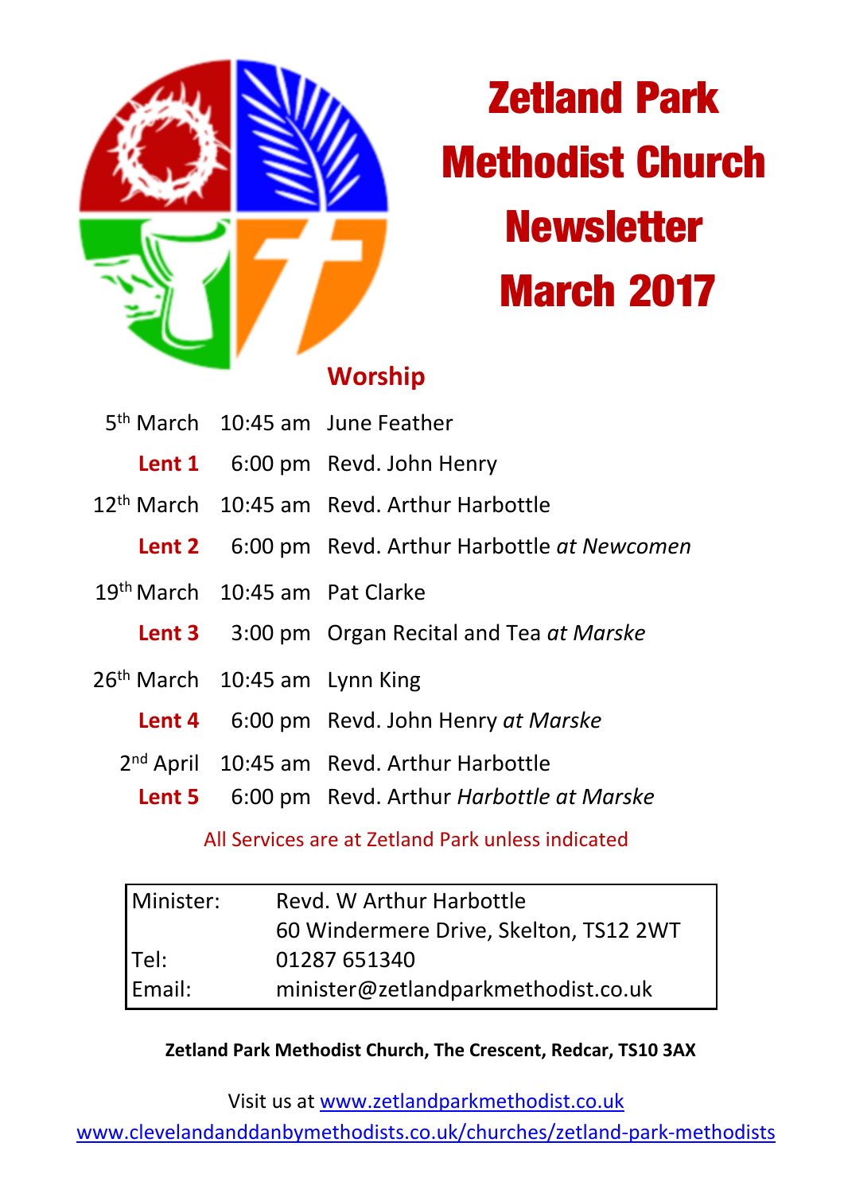# Zetland Park Methodist Church Newsletter March 2017

## Worship

| | | |
|---|---|---|
| 5th March | 10:45 am | June Feather |
| **Lent 1** | 6:00 pm | Revd. John Henry |
| 12th March | 10:45 am | Revd. Arthur Harbottle |
| **Lent 2** | 6:00 pm | Revd. Arthur Harbottle *at Newcomen* |
| 19th March | 10:45 am | Pat Clarke |
| **Lent 3** | 3:00 pm | Organ Recital and Tea *at Marske* |
| 26th March | 10:45 am | Lynn King |
| **Lent 4** | 6:00 pm | Revd. John Henry *at Marske* |
| 2nd April | 10:45 am | Revd. Arthur Harbottle |
| **Lent 5** | 6:00 pm | Revd. Arthur *Harbottle at Marske* |

All Services are at Zetland Park unless indicated

| | |
|---|---|
| Minister: | Revd. W Arthur Harbottle<br>60 Windermere Drive, Skelton, TS12 2WT |
| Tel: | 01287 651340 |
| Email: | minister@zetlandparkmethodist.co.uk |

**Zetland Park Methodist Church, The Crescent, Redcar, TS10 3AX**

Visit us at www.zetlandparkmethodist.co.uk

www.clevelandanddanbymethodists.co.uk/churches/zetland-park-methodists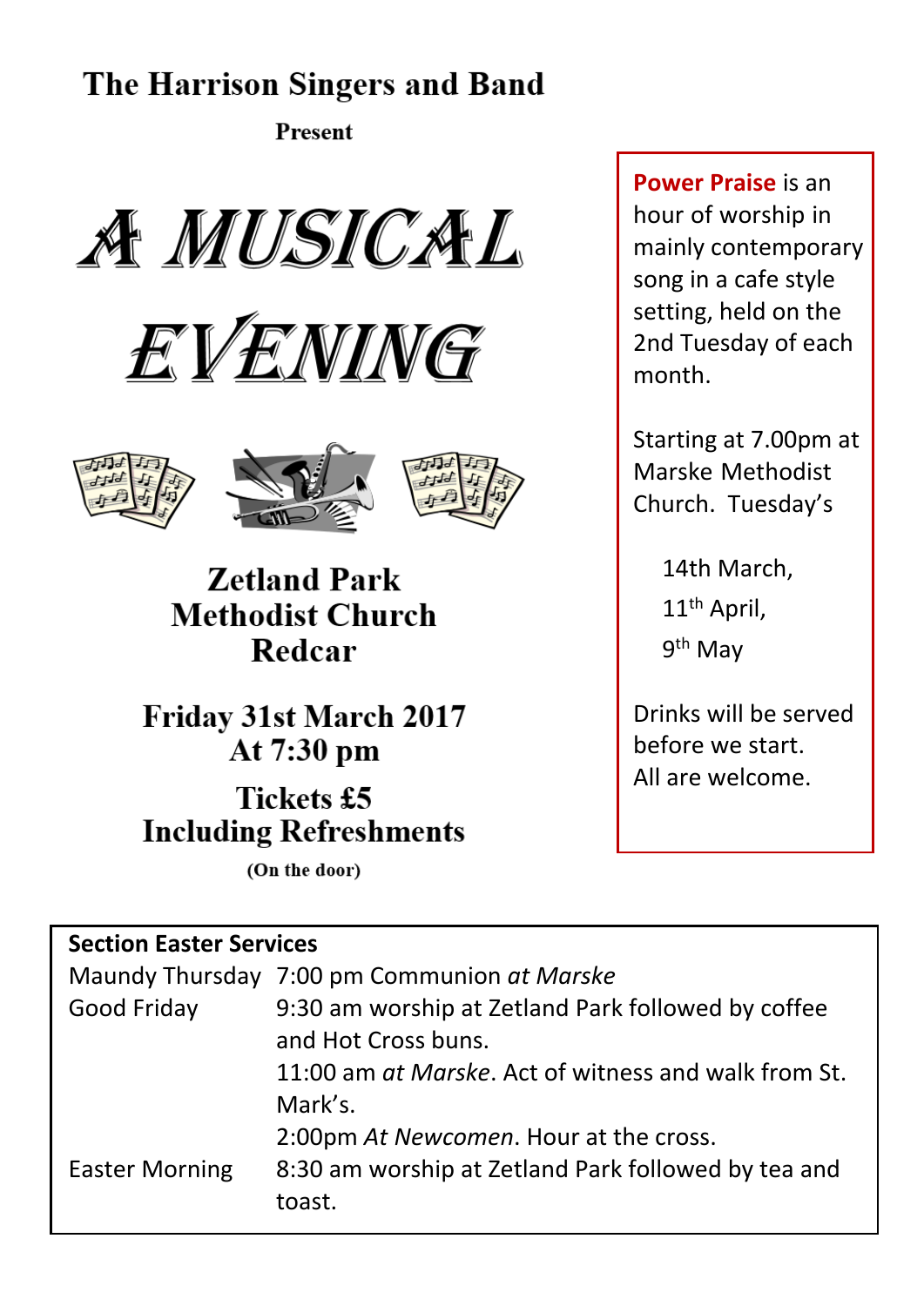**The Harrison Singers and Band**

**Present**

# A MUSICAL EVENING

**Zetland Park Methodist Church Redcar**

**Friday 31st March 2017**
**At 7:30 pm**

**Tickets £5**
**Including Refreshments**

**(On the door)**

**Power Praise** is an hour of worship in mainly contemporary song in a cafe style setting, held on the 2nd Tuesday of each month.

Starting at 7.00pm at Marske Methodist Church. Tuesday's

14th March,
11th April,
9th May

Drinks will be served before we start.
All are welcome.

**Section Easter Services**

| | |
|---|---|
| Maundy Thursday | 7:00 pm Communion *at Marske* |
| Good Friday | 9:30 am worship at Zetland Park followed by coffee and Hot Cross buns. |
| | 11:00 am *at Marske*. Act of witness and walk from St. Mark's. |
| | 2:00pm *At Newcomen*. Hour at the cross. |
| Easter Morning | 8:30 am worship at Zetland Park followed by tea and toast. |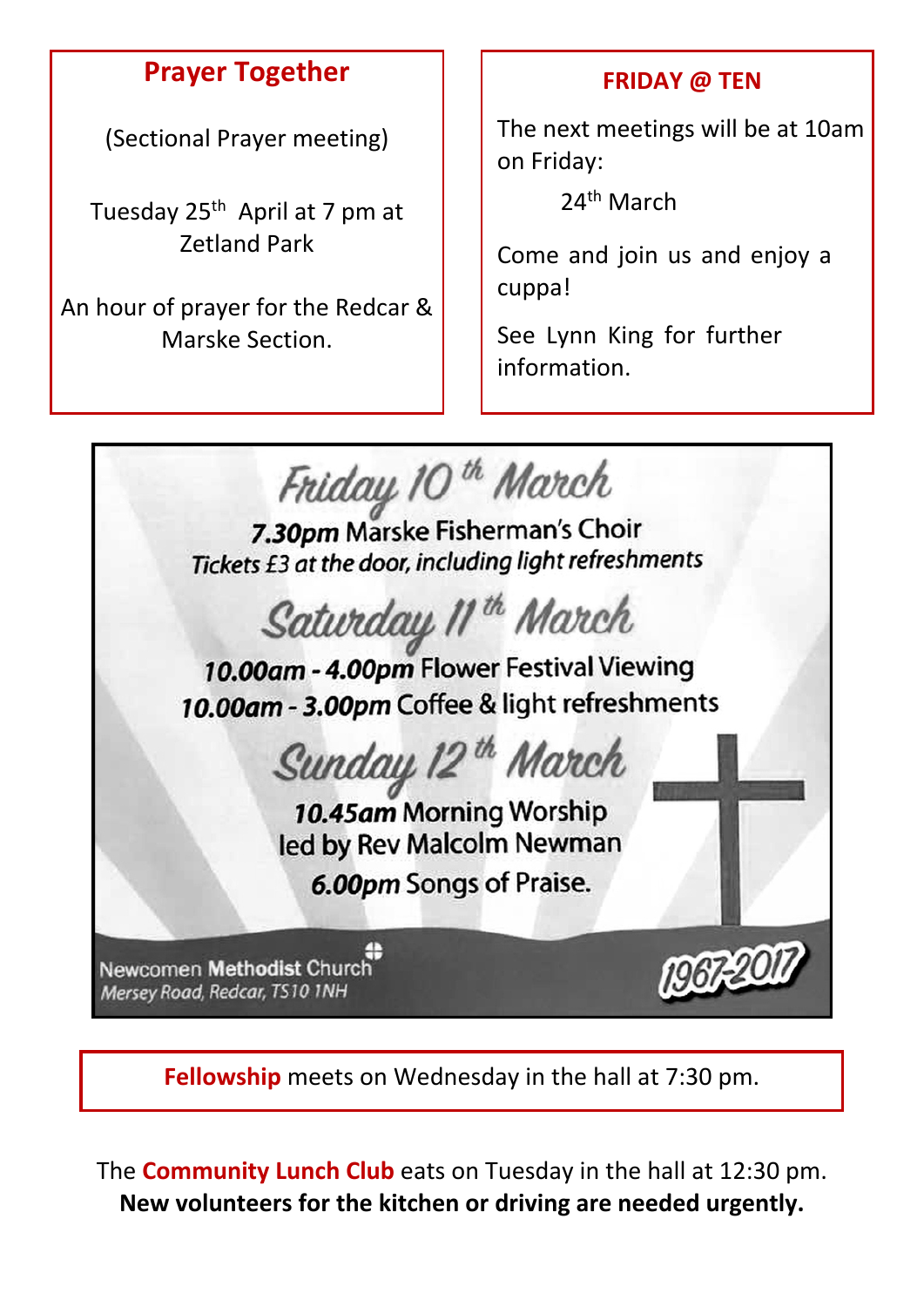## Prayer Together

(Sectional Prayer meeting)

Tuesday 25th April at 7 pm at Zetland Park

An hour of prayer for the Redcar & Marske Section.

## FRIDAY @ TEN

The next meetings will be at 10am on Friday:

24th March

Come and join us and enjoy a cuppa!

See Lynn King for further information.

### Friday 10th March

**7.30pm** Marske Fisherman's Choir

*Tickets £3 at the door, including light refreshments*

### Saturday 11th March

**10.00am - 4.00pm** Flower Festival Viewing

**10.00am - 3.00pm** Coffee & light refreshments

### Sunday 12th March

**10.45am** Morning Worship led by Rev Malcolm Newman

**6.00pm** Songs of Praise.

Newcomen **Methodist** Church
*Mersey Road, Redcar, TS10 1NH*

1967-2017

**Fellowship** meets on Wednesday in the hall at 7:30 pm.

The **Community Lunch Club** eats on Tuesday in the hall at 12:30 pm.
**New volunteers for the kitchen or driving are needed urgently.**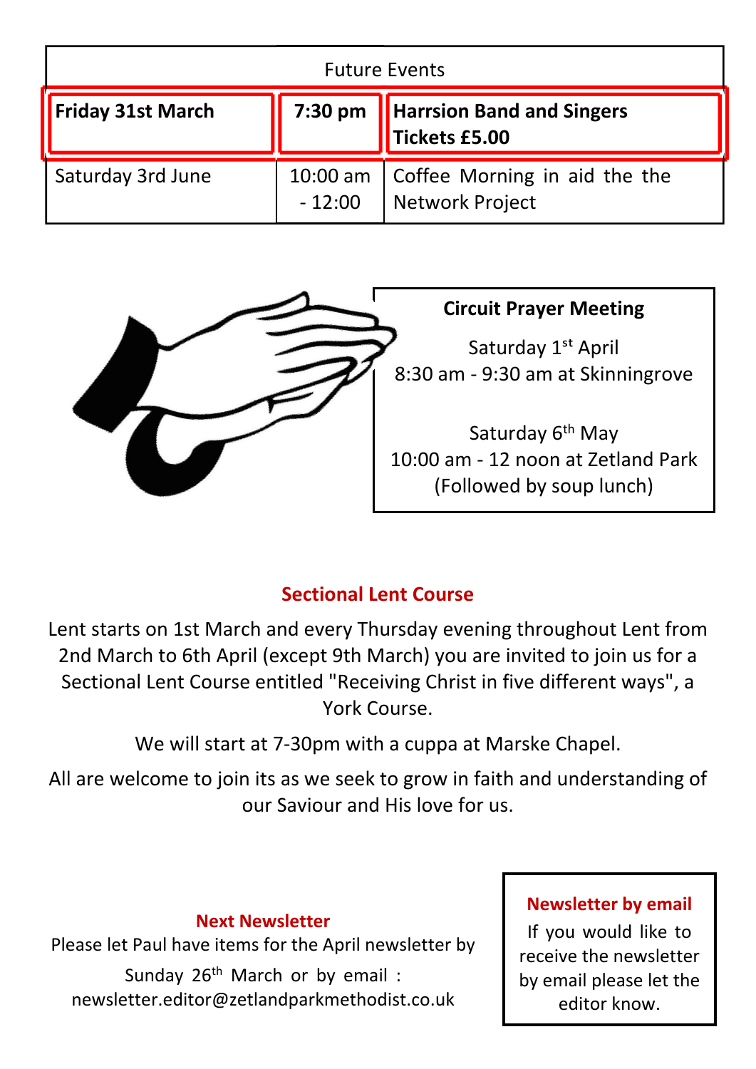| Future Events | | |
|---|---|---|
| **Friday 31st March** | **7:30 pm** | **Harrsion Band and Singers Tickets £5.00** |
| Saturday 3rd June | 10:00 am - 12:00 | Coffee Morning in aid the the Network Project |

**Circuit Prayer Meeting**

Saturday 1st April
8:30 am - 9:30 am at Skinningrove

Saturday 6th May
10:00 am - 12 noon at Zetland Park
(Followed by soup lunch)

## Sectional Lent Course

Lent starts on 1st March and every Thursday evening throughout Lent from 2nd March to 6th April (except 9th March) you are invited to join us for a Sectional Lent Course entitled "Receiving Christ in five different ways", a York Course.

We will start at 7-30pm with a cuppa at Marske Chapel.

All are welcome to join its as we seek to grow in faith and understanding of our Saviour and His love for us.

**Next Newsletter**

Please let Paul have items for the April newsletter by Sunday 26th March or by email : newsletter.editor@zetlandparkmethodist.co.uk

**Newsletter by email**

If you would like to receive the newsletter by email please let the editor know.